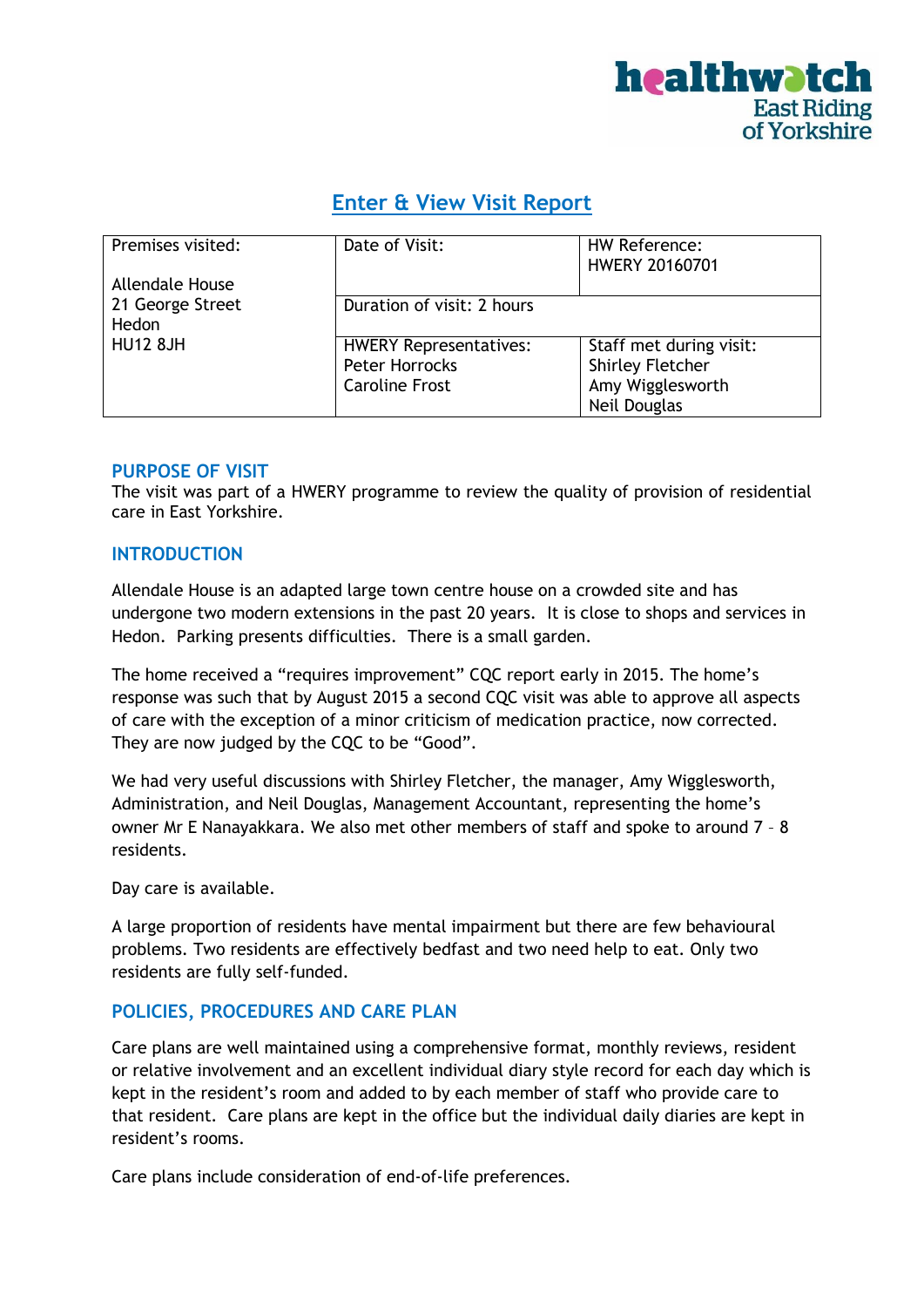# Enter & View Visit Report

| Premises visited: | Date of Visit: | HW Reference: HWERY 20160701 |
|---|---|---|
| Allendale House 21 George Street Hedon HU12 8JH | Duration of visit: 2 hours | |
| | HWERY Representatives: Peter Horrocks Caroline Frost | Staff met during visit: Shirley Fletcher Amy Wigglesworth Neil Douglas |

## PURPOSE OF VISIT

The visit was part of a HWERY programme to review the quality of provision of residential care in East Yorkshire.

## INTRODUCTION

Allendale House is an adapted large town centre house on a crowded site and has undergone two modern extensions in the past 20 years. It is close to shops and services in Hedon. Parking presents difficulties. There is a small garden.

The home received a "requires improvement" CQC report early in 2015. The home's response was such that by August 2015 a second CQC visit was able to approve all aspects of care with the exception of a minor criticism of medication practice, now corrected. They are now judged by the CQC to be "Good".

We had very useful discussions with Shirley Fletcher, the manager, Amy Wigglesworth, Administration, and Neil Douglas, Management Accountant, representing the home's owner Mr E Nanayakkara. We also met other members of staff and spoke to around 7 – 8 residents.

Day care is available.

A large proportion of residents have mental impairment but there are few behavioural problems. Two residents are effectively bedfast and two need help to eat. Only two residents are fully self-funded.

## POLICIES, PROCEDURES AND CARE PLAN

Care plans are well maintained using a comprehensive format, monthly reviews, resident or relative involvement and an excellent individual diary style record for each day which is kept in the resident's room and added to by each member of staff who provide care to that resident. Care plans are kept in the office but the individual daily diaries are kept in resident's rooms.

Care plans include consideration of end-of-life preferences.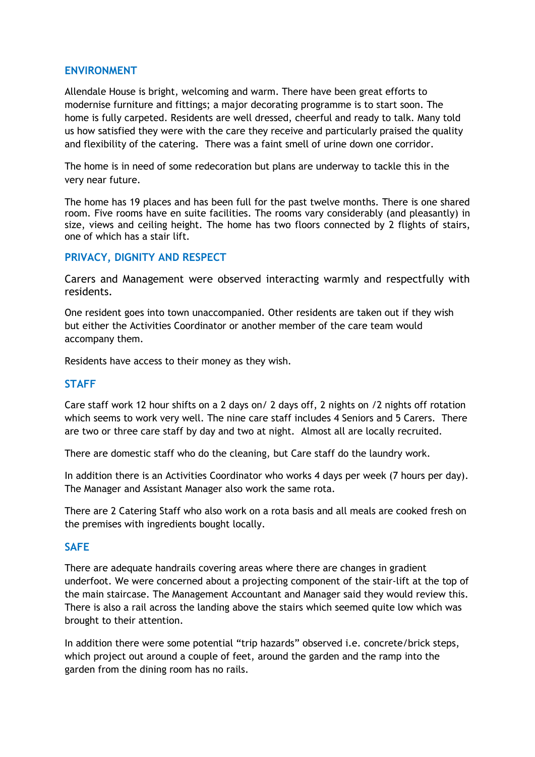## ENVIRONMENT

Allendale House is bright, welcoming and warm. There have been great efforts to modernise furniture and fittings; a major decorating programme is to start soon. The home is fully carpeted. Residents are well dressed, cheerful and ready to talk. Many told us how satisfied they were with the care they receive and particularly praised the quality and flexibility of the catering. There was a faint smell of urine down one corridor.

The home is in need of some redecoration but plans are underway to tackle this in the very near future.

The home has 19 places and has been full for the past twelve months. There is one shared room. Five rooms have en suite facilities. The rooms vary considerably (and pleasantly) in size, views and ceiling height. The home has two floors connected by 2 flights of stairs, one of which has a stair lift.

## PRIVACY, DIGNITY AND RESPECT

Carers and Management were observed interacting warmly and respectfully with residents.

One resident goes into town unaccompanied. Other residents are taken out if they wish but either the Activities Coordinator or another member of the care team would accompany them.

Residents have access to their money as they wish.

## STAFF

Care staff work 12 hour shifts on a 2 days on/ 2 days off, 2 nights on /2 nights off rotation which seems to work very well. The nine care staff includes 4 Seniors and 5 Carers. There are two or three care staff by day and two at night. Almost all are locally recruited.

There are domestic staff who do the cleaning, but Care staff do the laundry work.

In addition there is an Activities Coordinator who works 4 days per week (7 hours per day). The Manager and Assistant Manager also work the same rota.

There are 2 Catering Staff who also work on a rota basis and all meals are cooked fresh on the premises with ingredients bought locally.

## SAFE

There are adequate handrails covering areas where there are changes in gradient underfoot. We were concerned about a projecting component of the stair-lift at the top of the main staircase. The Management Accountant and Manager said they would review this. There is also a rail across the landing above the stairs which seemed quite low which was brought to their attention.

In addition there were some potential "trip hazards" observed i.e. concrete/brick steps, which project out around a couple of feet, around the garden and the ramp into the garden from the dining room has no rails.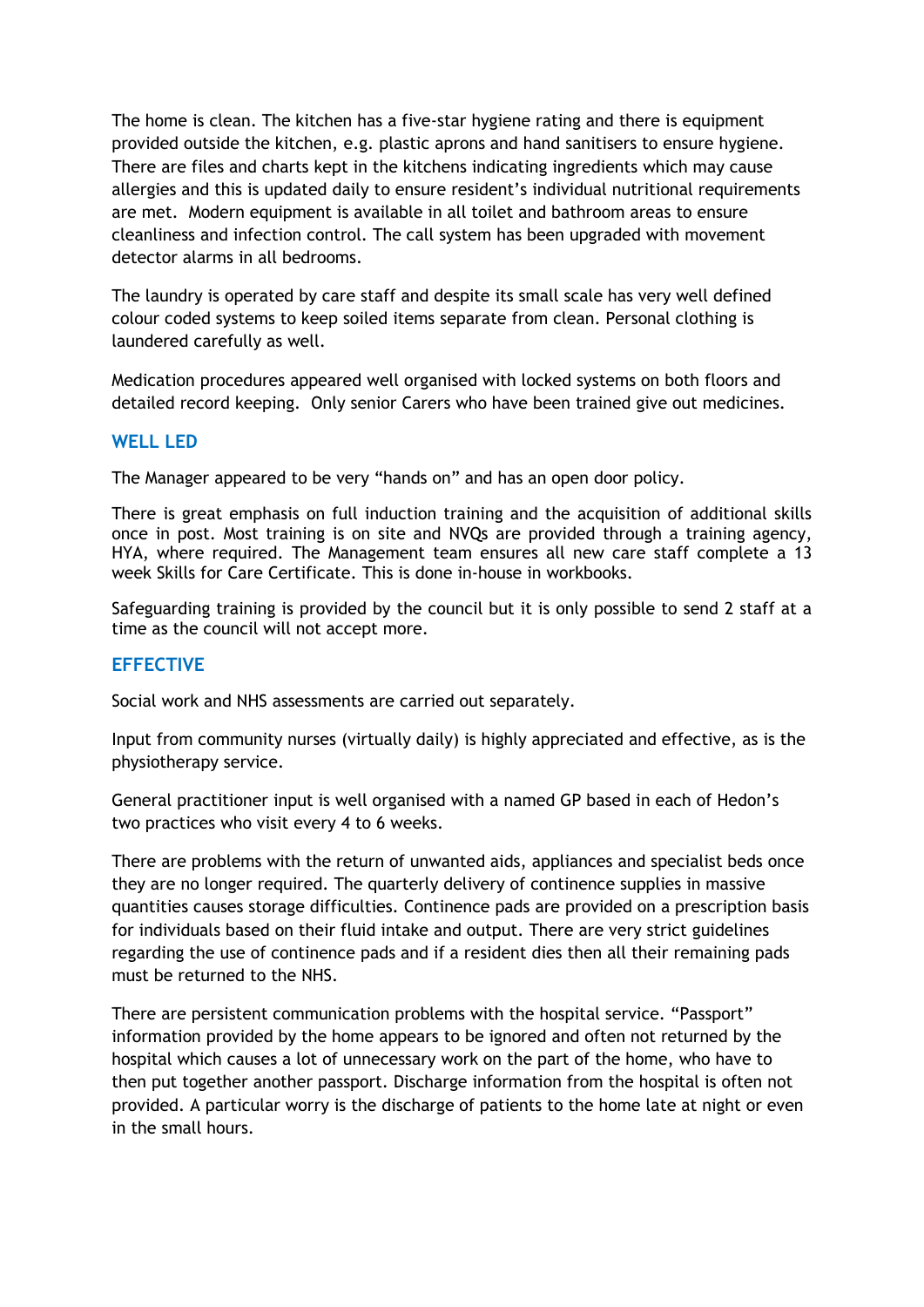The home is clean. The kitchen has a five-star hygiene rating and there is equipment provided outside the kitchen, e.g. plastic aprons and hand sanitisers to ensure hygiene. There are files and charts kept in the kitchens indicating ingredients which may cause allergies and this is updated daily to ensure resident's individual nutritional requirements are met. Modern equipment is available in all toilet and bathroom areas to ensure cleanliness and infection control. The call system has been upgraded with movement detector alarms in all bedrooms.

The laundry is operated by care staff and despite its small scale has very well defined colour coded systems to keep soiled items separate from clean. Personal clothing is laundered carefully as well.

Medication procedures appeared well organised with locked systems on both floors and detailed record keeping. Only senior Carers who have been trained give out medicines.

## WELL LED

The Manager appeared to be very "hands on" and has an open door policy.

There is great emphasis on full induction training and the acquisition of additional skills once in post. Most training is on site and NVQs are provided through a training agency, HYA, where required. The Management team ensures all new care staff complete a 13 week Skills for Care Certificate. This is done in-house in workbooks.

Safeguarding training is provided by the council but it is only possible to send 2 staff at a time as the council will not accept more.

## EFFECTIVE

Social work and NHS assessments are carried out separately.

Input from community nurses (virtually daily) is highly appreciated and effective, as is the physiotherapy service.

General practitioner input is well organised with a named GP based in each of Hedon's two practices who visit every 4 to 6 weeks.

There are problems with the return of unwanted aids, appliances and specialist beds once they are no longer required. The quarterly delivery of continence supplies in massive quantities causes storage difficulties. Continence pads are provided on a prescription basis for individuals based on their fluid intake and output. There are very strict guidelines regarding the use of continence pads and if a resident dies then all their remaining pads must be returned to the NHS.

There are persistent communication problems with the hospital service. "Passport" information provided by the home appears to be ignored and often not returned by the hospital which causes a lot of unnecessary work on the part of the home, who have to then put together another passport. Discharge information from the hospital is often not provided. A particular worry is the discharge of patients to the home late at night or even in the small hours.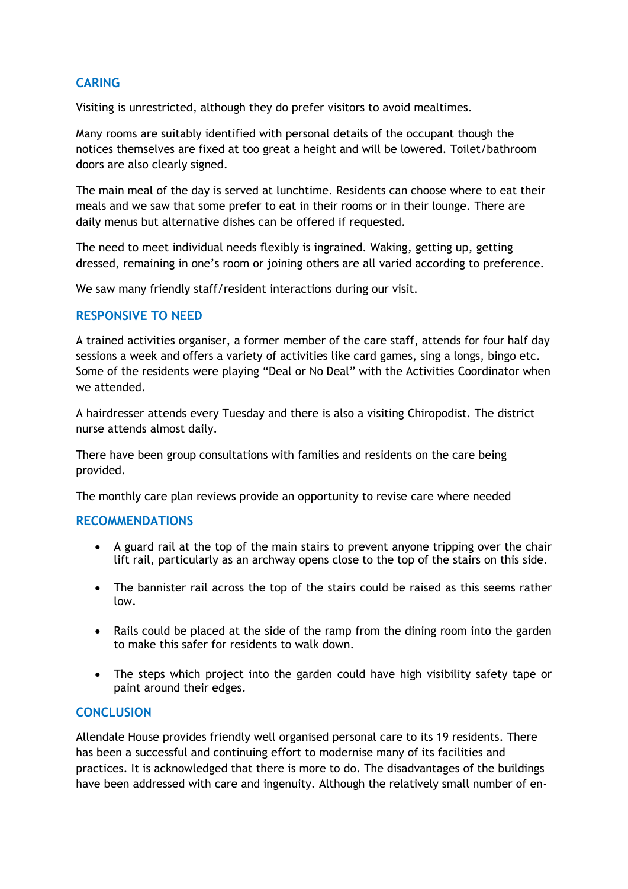## CARING

Visiting is unrestricted, although they do prefer visitors to avoid mealtimes.

Many rooms are suitably identified with personal details of the occupant though the notices themselves are fixed at too great a height and will be lowered. Toilet/bathroom doors are also clearly signed.

The main meal of the day is served at lunchtime. Residents can choose where to eat their meals and we saw that some prefer to eat in their rooms or in their lounge. There are daily menus but alternative dishes can be offered if requested.

The need to meet individual needs flexibly is ingrained. Waking, getting up, getting dressed, remaining in one's room or joining others are all varied according to preference.

We saw many friendly staff/resident interactions during our visit.

## RESPONSIVE TO NEED

A trained activities organiser, a former member of the care staff, attends for four half day sessions a week and offers a variety of activities like card games, sing a longs, bingo etc. Some of the residents were playing "Deal or No Deal" with the Activities Coordinator when we attended.

A hairdresser attends every Tuesday and there is also a visiting Chiropodist. The district nurse attends almost daily.

There have been group consultations with families and residents on the care being provided.

The monthly care plan reviews provide an opportunity to revise care where needed

## RECOMMENDATIONS

- A guard rail at the top of the main stairs to prevent anyone tripping over the chair lift rail, particularly as an archway opens close to the top of the stairs on this side.
- The bannister rail across the top of the stairs could be raised as this seems rather low.
- Rails could be placed at the side of the ramp from the dining room into the garden to make this safer for residents to walk down.
- The steps which project into the garden could have high visibility safety tape or paint around their edges.

## CONCLUSION

Allendale House provides friendly well organised personal care to its 19 residents. There has been a successful and continuing effort to modernise many of its facilities and practices. It is acknowledged that there is more to do. The disadvantages of the buildings have been addressed with care and ingenuity. Although the relatively small number of en-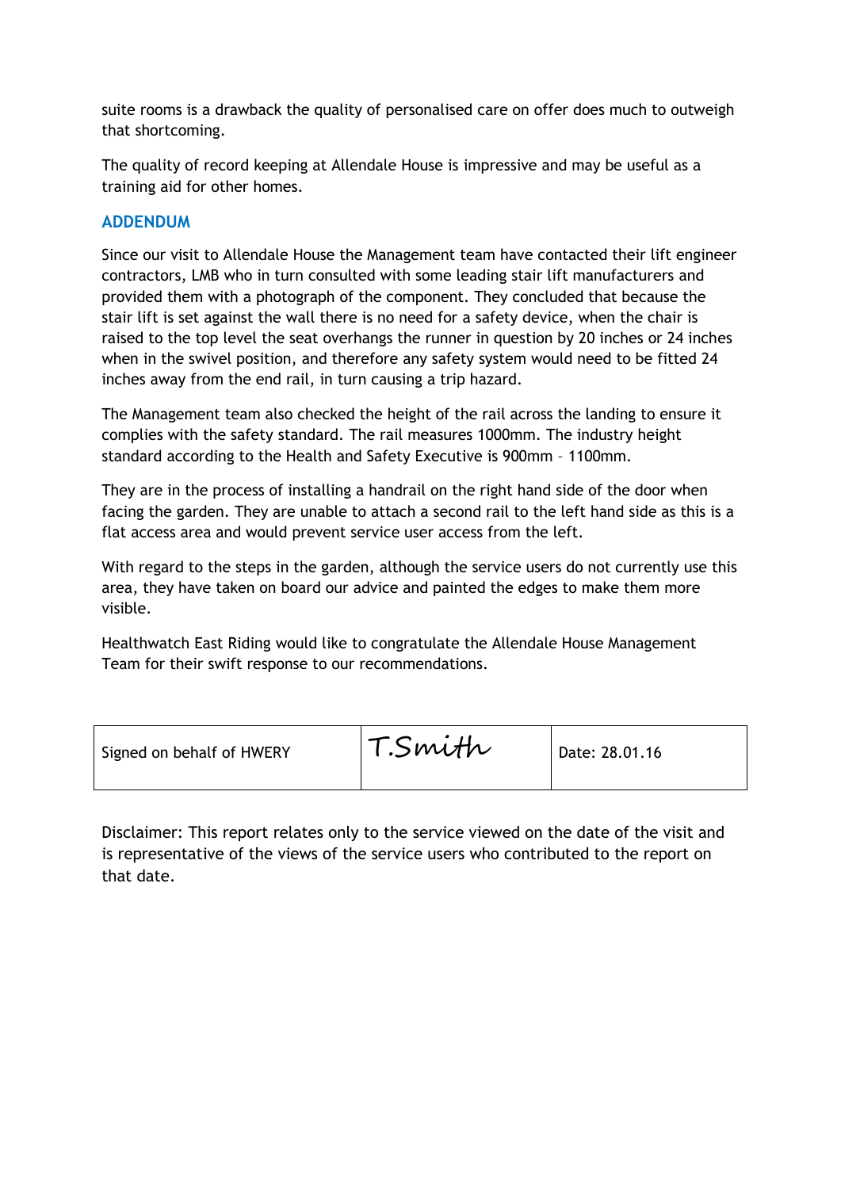suite rooms is a drawback the quality of personalised care on offer does much to outweigh that shortcoming.

The quality of record keeping at Allendale House is impressive and may be useful as a training aid for other homes.

## ADDENDUM

Since our visit to Allendale House the Management team have contacted their lift engineer contractors, LMB who in turn consulted with some leading stair lift manufacturers and provided them with a photograph of the component. They concluded that because the stair lift is set against the wall there is no need for a safety device, when the chair is raised to the top level the seat overhangs the runner in question by 20 inches or 24 inches when in the swivel position, and therefore any safety system would need to be fitted 24 inches away from the end rail, in turn causing a trip hazard.

The Management team also checked the height of the rail across the landing to ensure it complies with the safety standard. The rail measures 1000mm. The industry height standard according to the Health and Safety Executive is 900mm – 1100mm.

They are in the process of installing a handrail on the right hand side of the door when facing the garden. They are unable to attach a second rail to the left hand side as this is a flat access area and would prevent service user access from the left.

With regard to the steps in the garden, although the service users do not currently use this area, they have taken on board our advice and painted the edges to make them more visible.

Healthwatch East Riding would like to congratulate the Allendale House Management Team for their swift response to our recommendations.

| | | |
|---|---|---|
| Signed on behalf of HWERY | T.Smith | Date: 28.01.16 |

Disclaimer: This report relates only to the service viewed on the date of the visit and is representative of the views of the service users who contributed to the report on that date.